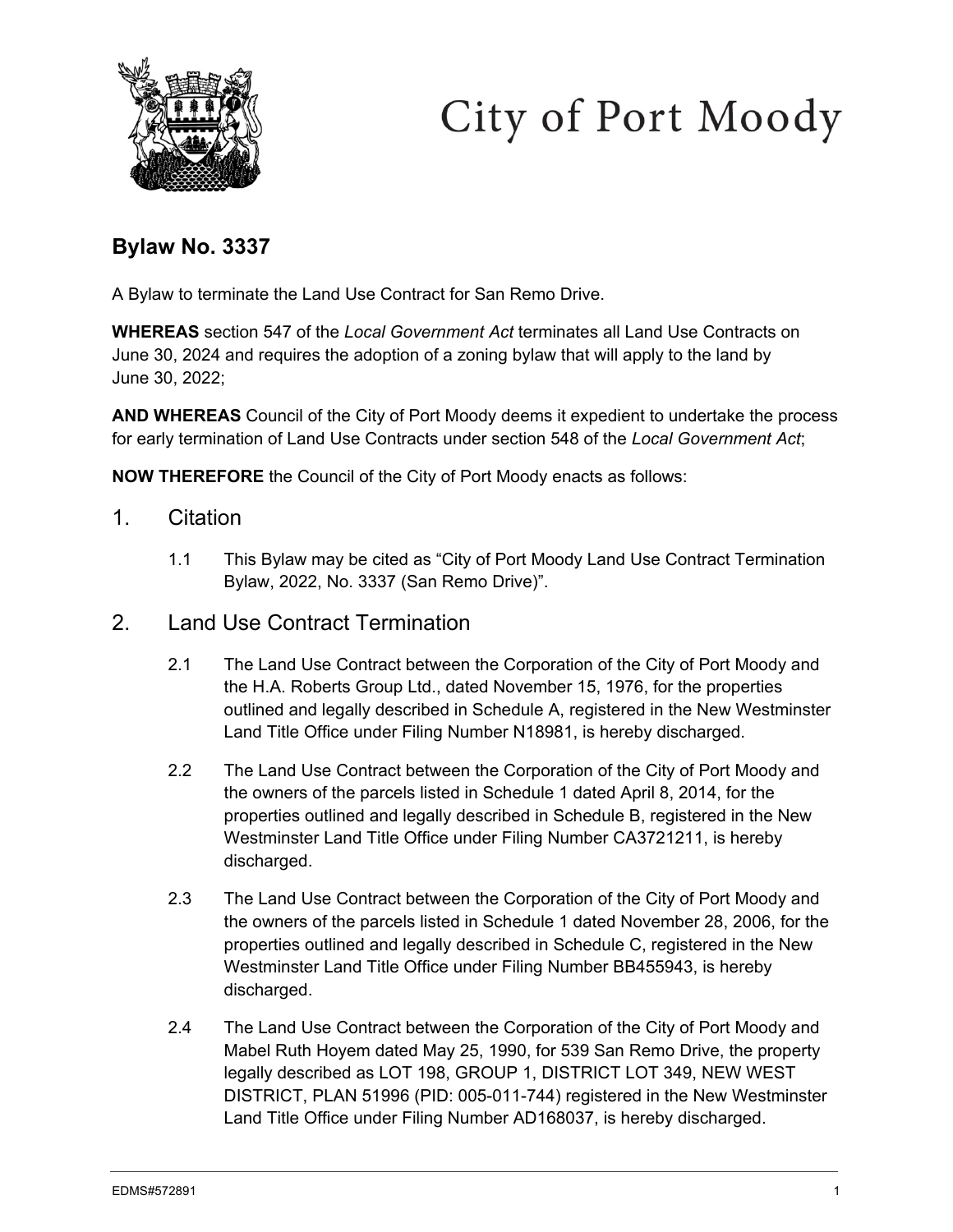# City of Port Moody

## Bylaw No. 3337

A Bylaw to terminate the Land Use Contract for San Remo Drive.

**WHEREAS** section 547 of the *Local Government Act* terminates all Land Use Contracts on June 30, 2024 and requires the adoption of a zoning bylaw that will apply to the land by June 30, 2022;

**AND WHEREAS** Council of the City of Port Moody deems it expedient to undertake the process for early termination of Land Use Contracts under section 548 of the *Local Government Act*;

**NOW THEREFORE** the Council of the City of Port Moody enacts as follows:

## 1. Citation

1.1 This Bylaw may be cited as "City of Port Moody Land Use Contract Termination Bylaw, 2022, No. 3337 (San Remo Drive)".

## 2. Land Use Contract Termination

2.1 The Land Use Contract between the Corporation of the City of Port Moody and the H.A. Roberts Group Ltd., dated November 15, 1976, for the properties outlined and legally described in Schedule A, registered in the New Westminster Land Title Office under Filing Number N18981, is hereby discharged.

2.2 The Land Use Contract between the Corporation of the City of Port Moody and the owners of the parcels listed in Schedule 1 dated April 8, 2014, for the properties outlined and legally described in Schedule B, registered in the New Westminster Land Title Office under Filing Number CA3721211, is hereby discharged.

2.3 The Land Use Contract between the Corporation of the City of Port Moody and the owners of the parcels listed in Schedule 1 dated November 28, 2006, for the properties outlined and legally described in Schedule C, registered in the New Westminster Land Title Office under Filing Number BB455943, is hereby discharged.

2.4 The Land Use Contract between the Corporation of the City of Port Moody and Mabel Ruth Hoyem dated May 25, 1990, for 539 San Remo Drive, the property legally described as LOT 198, GROUP 1, DISTRICT LOT 349, NEW WEST DISTRICT, PLAN 51996 (PID: 005-011-744) registered in the New Westminster Land Title Office under Filing Number AD168037, is hereby discharged.

EDMS#572891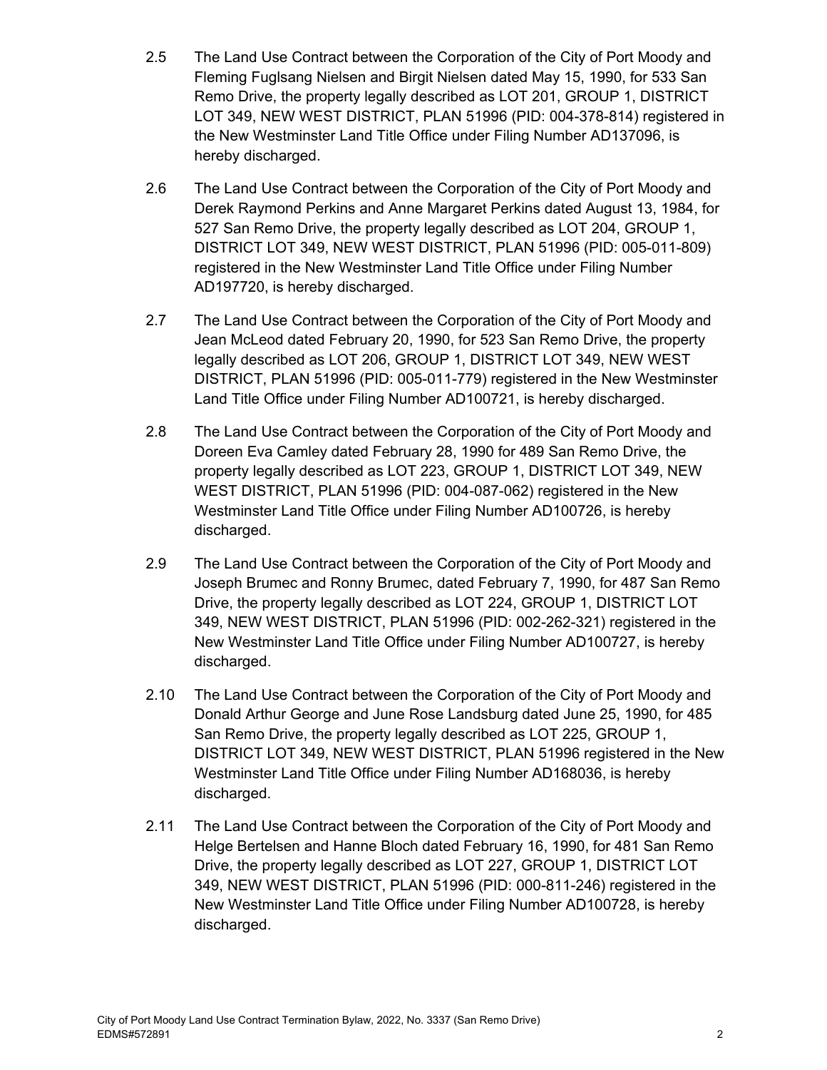2.5 The Land Use Contract between the Corporation of the City of Port Moody and Fleming Fuglsang Nielsen and Birgit Nielsen dated May 15, 1990, for 533 San Remo Drive, the property legally described as LOT 201, GROUP 1, DISTRICT LOT 349, NEW WEST DISTRICT, PLAN 51996 (PID: 004-378-814) registered in the New Westminster Land Title Office under Filing Number AD137096, is hereby discharged.

2.6 The Land Use Contract between the Corporation of the City of Port Moody and Derek Raymond Perkins and Anne Margaret Perkins dated August 13, 1984, for 527 San Remo Drive, the property legally described as LOT 204, GROUP 1, DISTRICT LOT 349, NEW WEST DISTRICT, PLAN 51996 (PID: 005-011-809) registered in the New Westminster Land Title Office under Filing Number AD197720, is hereby discharged.

2.7 The Land Use Contract between the Corporation of the City of Port Moody and Jean McLeod dated February 20, 1990, for 523 San Remo Drive, the property legally described as LOT 206, GROUP 1, DISTRICT LOT 349, NEW WEST DISTRICT, PLAN 51996 (PID: 005-011-779) registered in the New Westminster Land Title Office under Filing Number AD100721, is hereby discharged.

2.8 The Land Use Contract between the Corporation of the City of Port Moody and Doreen Eva Camley dated February 28, 1990 for 489 San Remo Drive, the property legally described as LOT 223, GROUP 1, DISTRICT LOT 349, NEW WEST DISTRICT, PLAN 51996 (PID: 004-087-062) registered in the New Westminster Land Title Office under Filing Number AD100726, is hereby discharged.

2.9 The Land Use Contract between the Corporation of the City of Port Moody and Joseph Brumec and Ronny Brumec, dated February 7, 1990, for 487 San Remo Drive, the property legally described as LOT 224, GROUP 1, DISTRICT LOT 349, NEW WEST DISTRICT, PLAN 51996 (PID: 002-262-321) registered in the New Westminster Land Title Office under Filing Number AD100727, is hereby discharged.

2.10 The Land Use Contract between the Corporation of the City of Port Moody and Donald Arthur George and June Rose Landsburg dated June 25, 1990, for 485 San Remo Drive, the property legally described as LOT 225, GROUP 1, DISTRICT LOT 349, NEW WEST DISTRICT, PLAN 51996 registered in the New Westminster Land Title Office under Filing Number AD168036, is hereby discharged.

2.11 The Land Use Contract between the Corporation of the City of Port Moody and Helge Bertelsen and Hanne Bloch dated February 16, 1990, for 481 San Remo Drive, the property legally described as LOT 227, GROUP 1, DISTRICT LOT 349, NEW WEST DISTRICT, PLAN 51996 (PID: 000-811-246) registered in the New Westminster Land Title Office under Filing Number AD100728, is hereby discharged.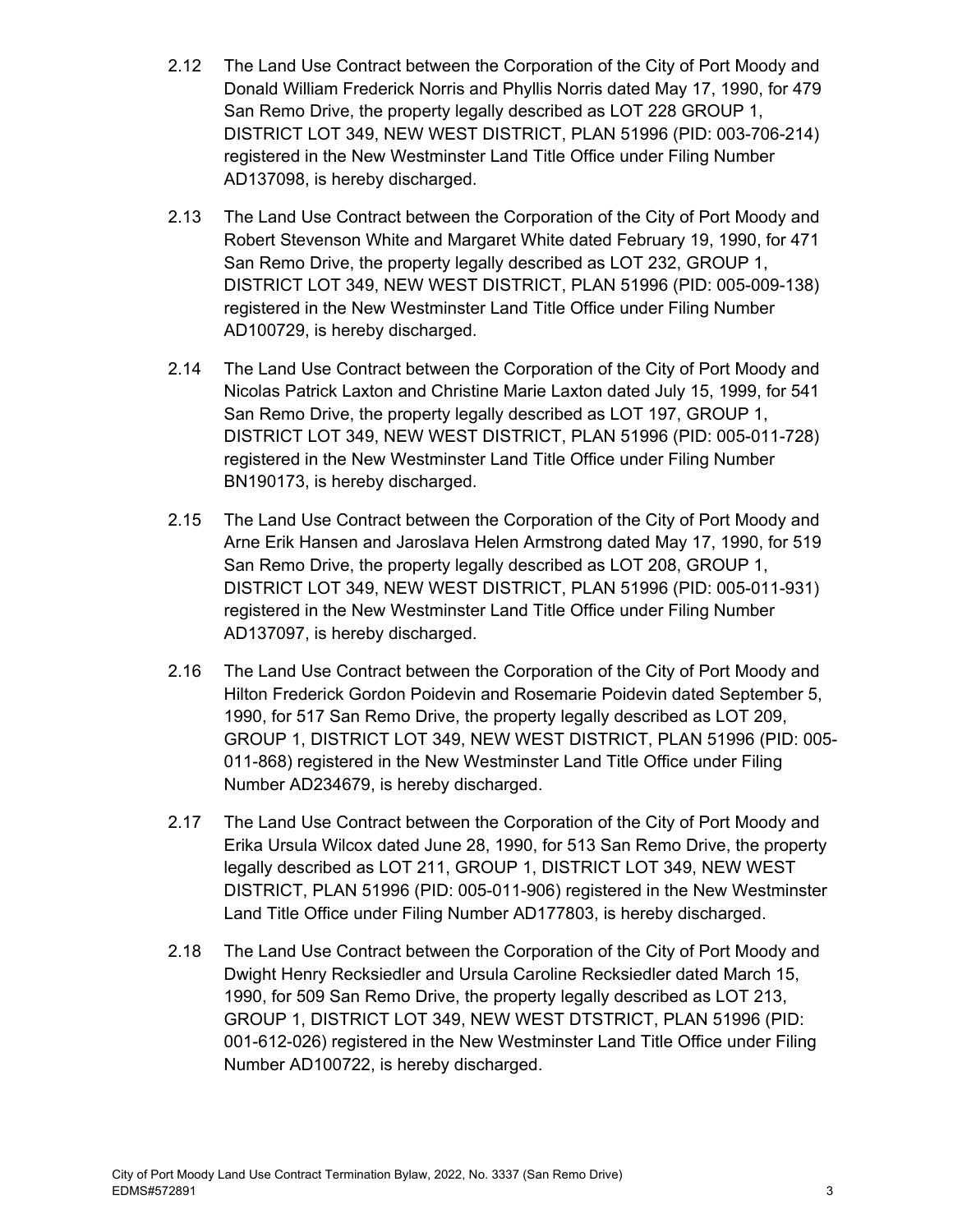2.12 The Land Use Contract between the Corporation of the City of Port Moody and Donald William Frederick Norris and Phyllis Norris dated May 17, 1990, for 479 San Remo Drive, the property legally described as LOT 228 GROUP 1, DISTRICT LOT 349, NEW WEST DISTRICT, PLAN 51996 (PID: 003-706-214) registered in the New Westminster Land Title Office under Filing Number AD137098, is hereby discharged.

2.13 The Land Use Contract between the Corporation of the City of Port Moody and Robert Stevenson White and Margaret White dated February 19, 1990, for 471 San Remo Drive, the property legally described as LOT 232, GROUP 1, DISTRICT LOT 349, NEW WEST DISTRICT, PLAN 51996 (PID: 005-009-138) registered in the New Westminster Land Title Office under Filing Number AD100729, is hereby discharged.

2.14 The Land Use Contract between the Corporation of the City of Port Moody and Nicolas Patrick Laxton and Christine Marie Laxton dated July 15, 1999, for 541 San Remo Drive, the property legally described as LOT 197, GROUP 1, DISTRICT LOT 349, NEW WEST DISTRICT, PLAN 51996 (PID: 005-011-728) registered in the New Westminster Land Title Office under Filing Number BN190173, is hereby discharged.

2.15 The Land Use Contract between the Corporation of the City of Port Moody and Arne Erik Hansen and Jaroslava Helen Armstrong dated May 17, 1990, for 519 San Remo Drive, the property legally described as LOT 208, GROUP 1, DISTRICT LOT 349, NEW WEST DISTRICT, PLAN 51996 (PID: 005-011-931) registered in the New Westminster Land Title Office under Filing Number AD137097, is hereby discharged.

2.16 The Land Use Contract between the Corporation of the City of Port Moody and Hilton Frederick Gordon Poidevin and Rosemarie Poidevin dated September 5, 1990, for 517 San Remo Drive, the property legally described as LOT 209, GROUP 1, DISTRICT LOT 349, NEW WEST DISTRICT, PLAN 51996 (PID: 005-011-868) registered in the New Westminster Land Title Office under Filing Number AD234679, is hereby discharged.

2.17 The Land Use Contract between the Corporation of the City of Port Moody and Erika Ursula Wilcox dated June 28, 1990, for 513 San Remo Drive, the property legally described as LOT 211, GROUP 1, DISTRICT LOT 349, NEW WEST DISTRICT, PLAN 51996 (PID: 005-011-906) registered in the New Westminster Land Title Office under Filing Number AD177803, is hereby discharged.

2.18 The Land Use Contract between the Corporation of the City of Port Moody and Dwight Henry Recksiedler and Ursula Caroline Recksiedler dated March 15, 1990, for 509 San Remo Drive, the property legally described as LOT 213, GROUP 1, DISTRICT LOT 349, NEW WEST DTSTRICT, PLAN 51996 (PID: 001-612-026) registered in the New Westminster Land Title Office under Filing Number AD100722, is hereby discharged.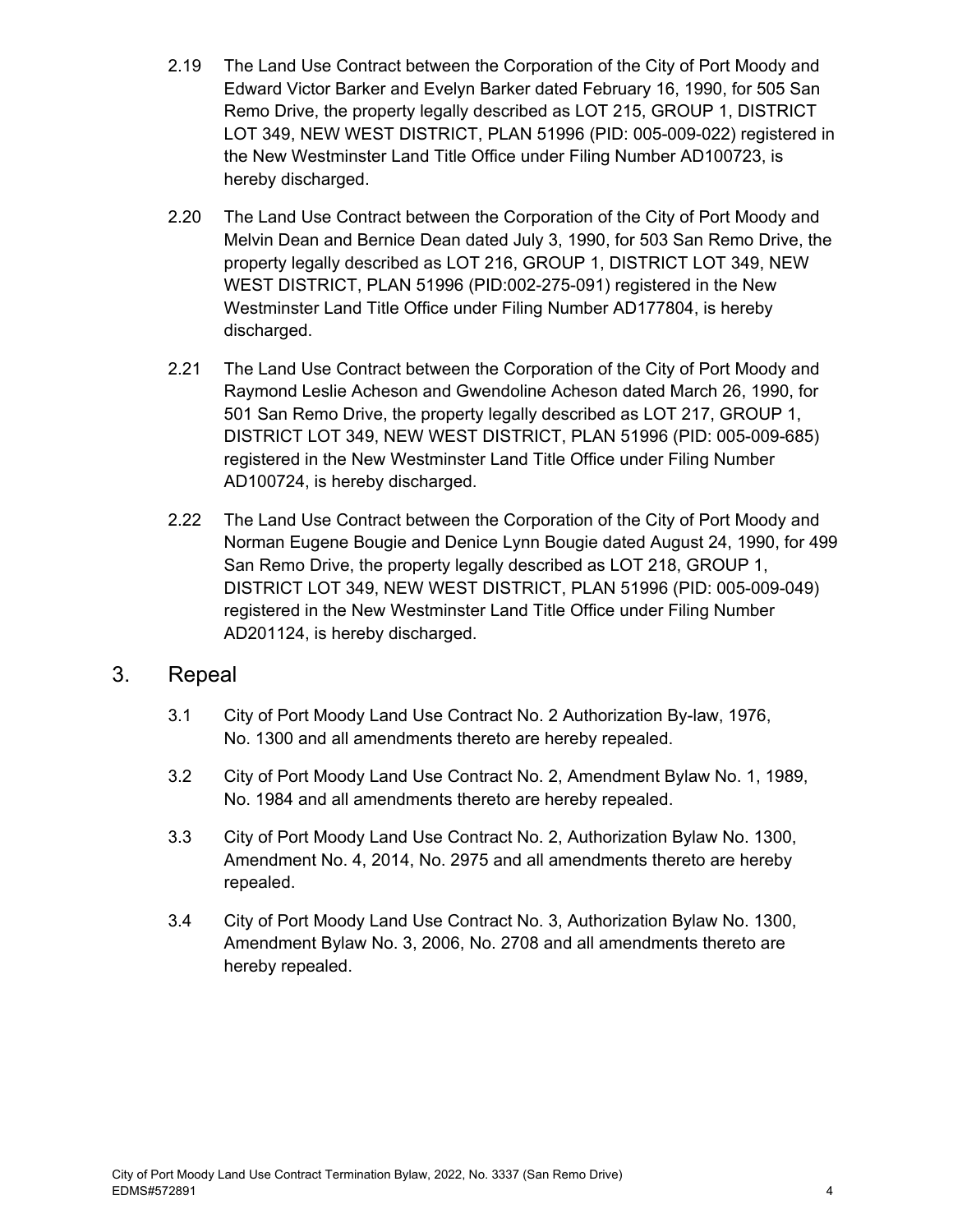2.19 The Land Use Contract between the Corporation of the City of Port Moody and Edward Victor Barker and Evelyn Barker dated February 16, 1990, for 505 San Remo Drive, the property legally described as LOT 215, GROUP 1, DISTRICT LOT 349, NEW WEST DISTRICT, PLAN 51996 (PID: 005-009-022) registered in the New Westminster Land Title Office under Filing Number AD100723, is hereby discharged.

2.20 The Land Use Contract between the Corporation of the City of Port Moody and Melvin Dean and Bernice Dean dated July 3, 1990, for 503 San Remo Drive, the property legally described as LOT 216, GROUP 1, DISTRICT LOT 349, NEW WEST DISTRICT, PLAN 51996 (PID:002-275-091) registered in the New Westminster Land Title Office under Filing Number AD177804, is hereby discharged.

2.21 The Land Use Contract between the Corporation of the City of Port Moody and Raymond Leslie Acheson and Gwendoline Acheson dated March 26, 1990, for 501 San Remo Drive, the property legally described as LOT 217, GROUP 1, DISTRICT LOT 349, NEW WEST DISTRICT, PLAN 51996 (PID: 005-009-685) registered in the New Westminster Land Title Office under Filing Number AD100724, is hereby discharged.

2.22 The Land Use Contract between the Corporation of the City of Port Moody and Norman Eugene Bougie and Denice Lynn Bougie dated August 24, 1990, for 499 San Remo Drive, the property legally described as LOT 218, GROUP 1, DISTRICT LOT 349, NEW WEST DISTRICT, PLAN 51996 (PID: 005-009-049) registered in the New Westminster Land Title Office under Filing Number AD201124, is hereby discharged.

## 3. Repeal

3.1 City of Port Moody Land Use Contract No. 2 Authorization By-law, 1976, No. 1300 and all amendments thereto are hereby repealed.

3.2 City of Port Moody Land Use Contract No. 2, Amendment Bylaw No. 1, 1989, No. 1984 and all amendments thereto are hereby repealed.

3.3 City of Port Moody Land Use Contract No. 2, Authorization Bylaw No. 1300, Amendment No. 4, 2014, No. 2975 and all amendments thereto are hereby repealed.

3.4 City of Port Moody Land Use Contract No. 3, Authorization Bylaw No. 1300, Amendment Bylaw No. 3, 2006, No. 2708 and all amendments thereto are hereby repealed.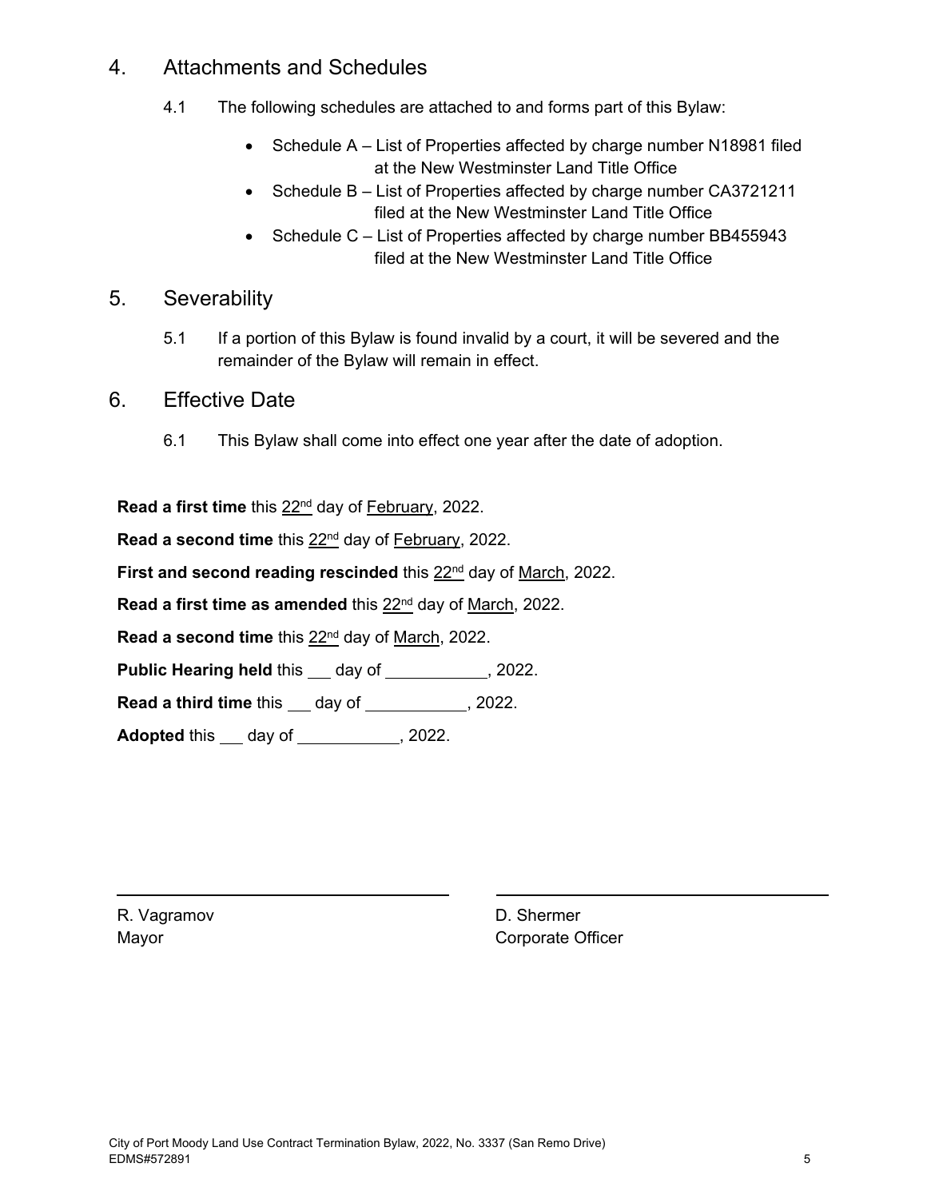## 4. Attachments and Schedules

4.1 The following schedules are attached to and forms part of this Bylaw:

- Schedule A – List of Properties affected by charge number N18981 filed at the New Westminster Land Title Office
- Schedule B – List of Properties affected by charge number CA3721211 filed at the New Westminster Land Title Office
- Schedule C – List of Properties affected by charge number BB455943 filed at the New Westminster Land Title Office

## 5. Severability

5.1 If a portion of this Bylaw is found invalid by a court, it will be severed and the remainder of the Bylaw will remain in effect.

## 6. Effective Date

6.1 This Bylaw shall come into effect one year after the date of adoption.

**Read a first time** this 22nd day of February, 2022.

**Read a second time** this 22nd day of February, 2022.

**First and second reading rescinded** this 22nd day of March, 2022.

**Read a first time as amended** this 22nd day of March, 2022.

**Read a second time** this 22nd day of March, 2022.

**Public Hearing held** this ___ day of ___________, 2022.

**Read a third time** this ___ day of ___________, 2022.

**Adopted** this ___ day of ___________, 2022.

| ______________________________ | ______________________________ |
|---|---|
| R. Vagramov<br>Mayor | D. Shermer<br>Corporate Officer |

City of Port Moody Land Use Contract Termination Bylaw, 2022, No. 3337 (San Remo Drive)
EDMS#572891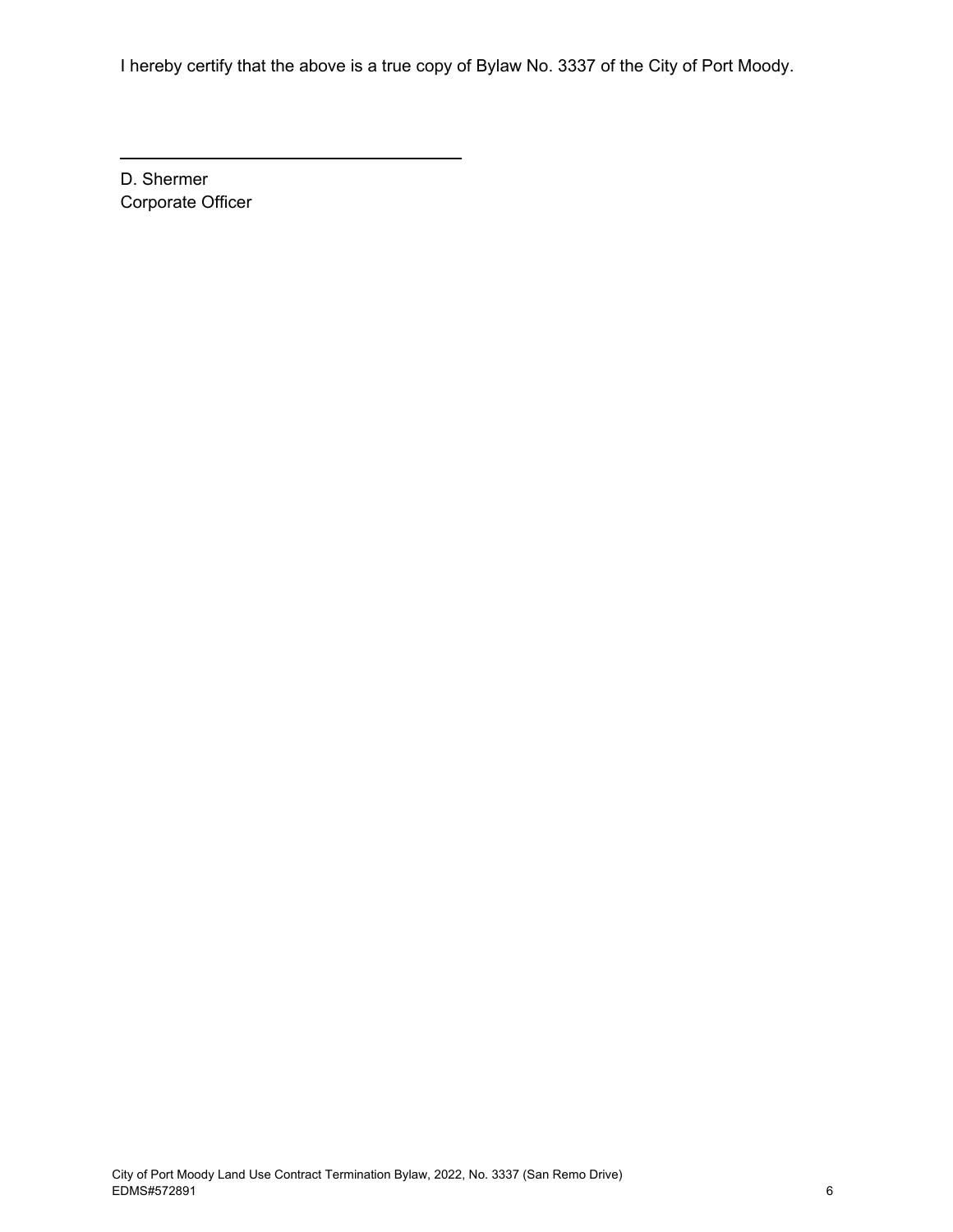I hereby certify that the above is a true copy of Bylaw No. 3337 of the City of Port Moody.

\_\_\_\_\_\_\_\_\_\_\_\_\_\_\_\_\_\_\_\_\_\_\_\_\_\_\_\_\_\_\_\_\_\_\_\_

D. Shermer
Corporate Officer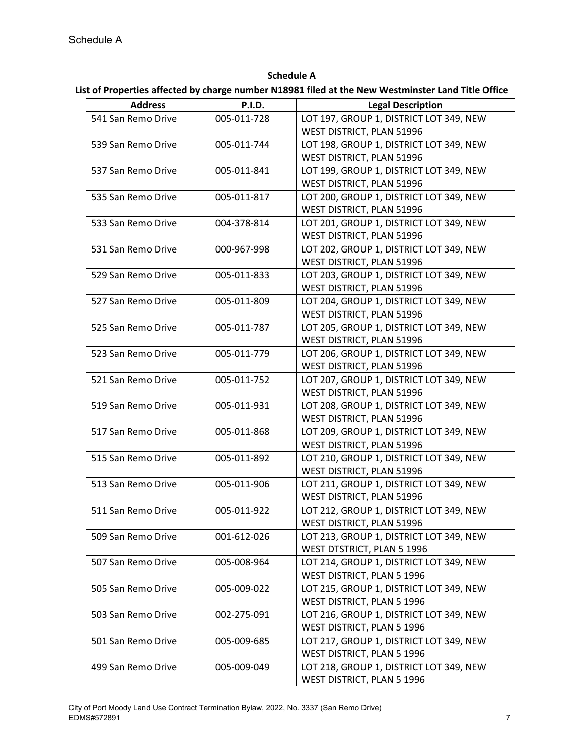Schedule A

**Schedule A**

**List of Properties affected by charge number N18981 filed at the New Westminster Land Title Office**

| Address | P.I.D. | Legal Description |
|---|---|---|
| 541 San Remo Drive | 005-011-728 | LOT 197, GROUP 1, DISTRICT LOT 349, NEW WEST DISTRICT, PLAN 51996 |
| 539 San Remo Drive | 005-011-744 | LOT 198, GROUP 1, DISTRICT LOT 349, NEW WEST DISTRICT, PLAN 51996 |
| 537 San Remo Drive | 005-011-841 | LOT 199, GROUP 1, DISTRICT LOT 349, NEW WEST DISTRICT, PLAN 51996 |
| 535 San Remo Drive | 005-011-817 | LOT 200, GROUP 1, DISTRICT LOT 349, NEW WEST DISTRICT, PLAN 51996 |
| 533 San Remo Drive | 004-378-814 | LOT 201, GROUP 1, DISTRICT LOT 349, NEW WEST DISTRICT, PLAN 51996 |
| 531 San Remo Drive | 000-967-998 | LOT 202, GROUP 1, DISTRICT LOT 349, NEW WEST DISTRICT, PLAN 51996 |
| 529 San Remo Drive | 005-011-833 | LOT 203, GROUP 1, DISTRICT LOT 349, NEW WEST DISTRICT, PLAN 51996 |
| 527 San Remo Drive | 005-011-809 | LOT 204, GROUP 1, DISTRICT LOT 349, NEW WEST DISTRICT, PLAN 51996 |
| 525 San Remo Drive | 005-011-787 | LOT 205, GROUP 1, DISTRICT LOT 349, NEW WEST DISTRICT, PLAN 51996 |
| 523 San Remo Drive | 005-011-779 | LOT 206, GROUP 1, DISTRICT LOT 349, NEW WEST DISTRICT, PLAN 51996 |
| 521 San Remo Drive | 005-011-752 | LOT 207, GROUP 1, DISTRICT LOT 349, NEW WEST DISTRICT, PLAN 51996 |
| 519 San Remo Drive | 005-011-931 | LOT 208, GROUP 1, DISTRICT LOT 349, NEW WEST DISTRICT, PLAN 51996 |
| 517 San Remo Drive | 005-011-868 | LOT 209, GROUP 1, DISTRICT LOT 349, NEW WEST DISTRICT, PLAN 51996 |
| 515 San Remo Drive | 005-011-892 | LOT 210, GROUP 1, DISTRICT LOT 349, NEW WEST DISTRICT, PLAN 51996 |
| 513 San Remo Drive | 005-011-906 | LOT 211, GROUP 1, DISTRICT LOT 349, NEW WEST DISTRICT, PLAN 51996 |
| 511 San Remo Drive | 005-011-922 | LOT 212, GROUP 1, DISTRICT LOT 349, NEW WEST DISTRICT, PLAN 51996 |
| 509 San Remo Drive | 001-612-026 | LOT 213, GROUP 1, DISTRICT LOT 349, NEW WEST DTSTRICT, PLAN 5 1996 |
| 507 San Remo Drive | 005-008-964 | LOT 214, GROUP 1, DISTRICT LOT 349, NEW WEST DISTRICT, PLAN 5 1996 |
| 505 San Remo Drive | 005-009-022 | LOT 215, GROUP 1, DISTRICT LOT 349, NEW WEST DISTRICT, PLAN 5 1996 |
| 503 San Remo Drive | 002-275-091 | LOT 216, GROUP 1, DISTRICT LOT 349, NEW WEST DISTRICT, PLAN 5 1996 |
| 501 San Remo Drive | 005-009-685 | LOT 217, GROUP 1, DISTRICT LOT 349, NEW WEST DISTRICT, PLAN 5 1996 |
| 499 San Remo Drive | 005-009-049 | LOT 218, GROUP 1, DISTRICT LOT 349, NEW WEST DISTRICT, PLAN 5 1996 |

City of Port Moody Land Use Contract Termination Bylaw, 2022, No. 3337 (San Remo Drive)
EDMS#572891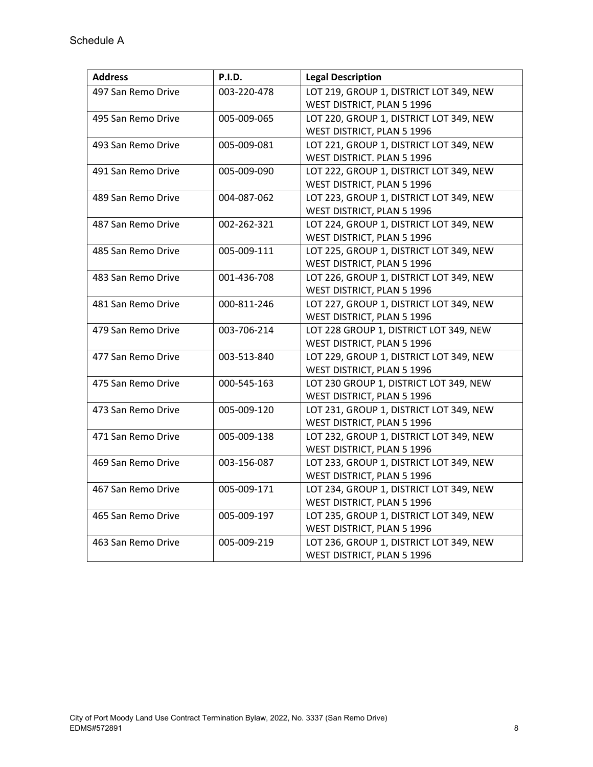Schedule A

| Address | P.I.D. | Legal Description |
| --- | --- | --- |
| 497 San Remo Drive | 003-220-478 | LOT 219, GROUP 1, DISTRICT LOT 349, NEW WEST DISTRICT, PLAN 5 1996 |
| 495 San Remo Drive | 005-009-065 | LOT 220, GROUP 1, DISTRICT LOT 349, NEW WEST DISTRICT, PLAN 5 1996 |
| 493 San Remo Drive | 005-009-081 | LOT 221, GROUP 1, DISTRICT LOT 349, NEW WEST DISTRICT. PLAN 5 1996 |
| 491 San Remo Drive | 005-009-090 | LOT 222, GROUP 1, DISTRICT LOT 349, NEW WEST DISTRICT, PLAN 5 1996 |
| 489 San Remo Drive | 004-087-062 | LOT 223, GROUP 1, DISTRICT LOT 349, NEW WEST DISTRICT, PLAN 5 1996 |
| 487 San Remo Drive | 002-262-321 | LOT 224, GROUP 1, DISTRICT LOT 349, NEW WEST DISTRICT, PLAN 5 1996 |
| 485 San Remo Drive | 005-009-111 | LOT 225, GROUP 1, DISTRICT LOT 349, NEW WEST DISTRICT, PLAN 5 1996 |
| 483 San Remo Drive | 001-436-708 | LOT 226, GROUP 1, DISTRICT LOT 349, NEW WEST DISTRICT, PLAN 5 1996 |
| 481 San Remo Drive | 000-811-246 | LOT 227, GROUP 1, DISTRICT LOT 349, NEW WEST DISTRICT, PLAN 5 1996 |
| 479 San Remo Drive | 003-706-214 | LOT 228 GROUP 1, DISTRICT LOT 349, NEW WEST DISTRICT, PLAN 5 1996 |
| 477 San Remo Drive | 003-513-840 | LOT 229, GROUP 1, DISTRICT LOT 349, NEW WEST DISTRICT, PLAN 5 1996 |
| 475 San Remo Drive | 000-545-163 | LOT 230 GROUP 1, DISTRICT LOT 349, NEW WEST DISTRICT, PLAN 5 1996 |
| 473 San Remo Drive | 005-009-120 | LOT 231, GROUP 1, DISTRICT LOT 349, NEW WEST DISTRICT, PLAN 5 1996 |
| 471 San Remo Drive | 005-009-138 | LOT 232, GROUP 1, DISTRICT LOT 349, NEW WEST DISTRICT, PLAN 5 1996 |
| 469 San Remo Drive | 003-156-087 | LOT 233, GROUP 1, DISTRICT LOT 349, NEW WEST DISTRICT, PLAN 5 1996 |
| 467 San Remo Drive | 005-009-171 | LOT 234, GROUP 1, DISTRICT LOT 349, NEW WEST DISTRICT, PLAN 5 1996 |
| 465 San Remo Drive | 005-009-197 | LOT 235, GROUP 1, DISTRICT LOT 349, NEW WEST DISTRICT, PLAN 5 1996 |
| 463 San Remo Drive | 005-009-219 | LOT 236, GROUP 1, DISTRICT LOT 349, NEW WEST DISTRICT, PLAN 5 1996 |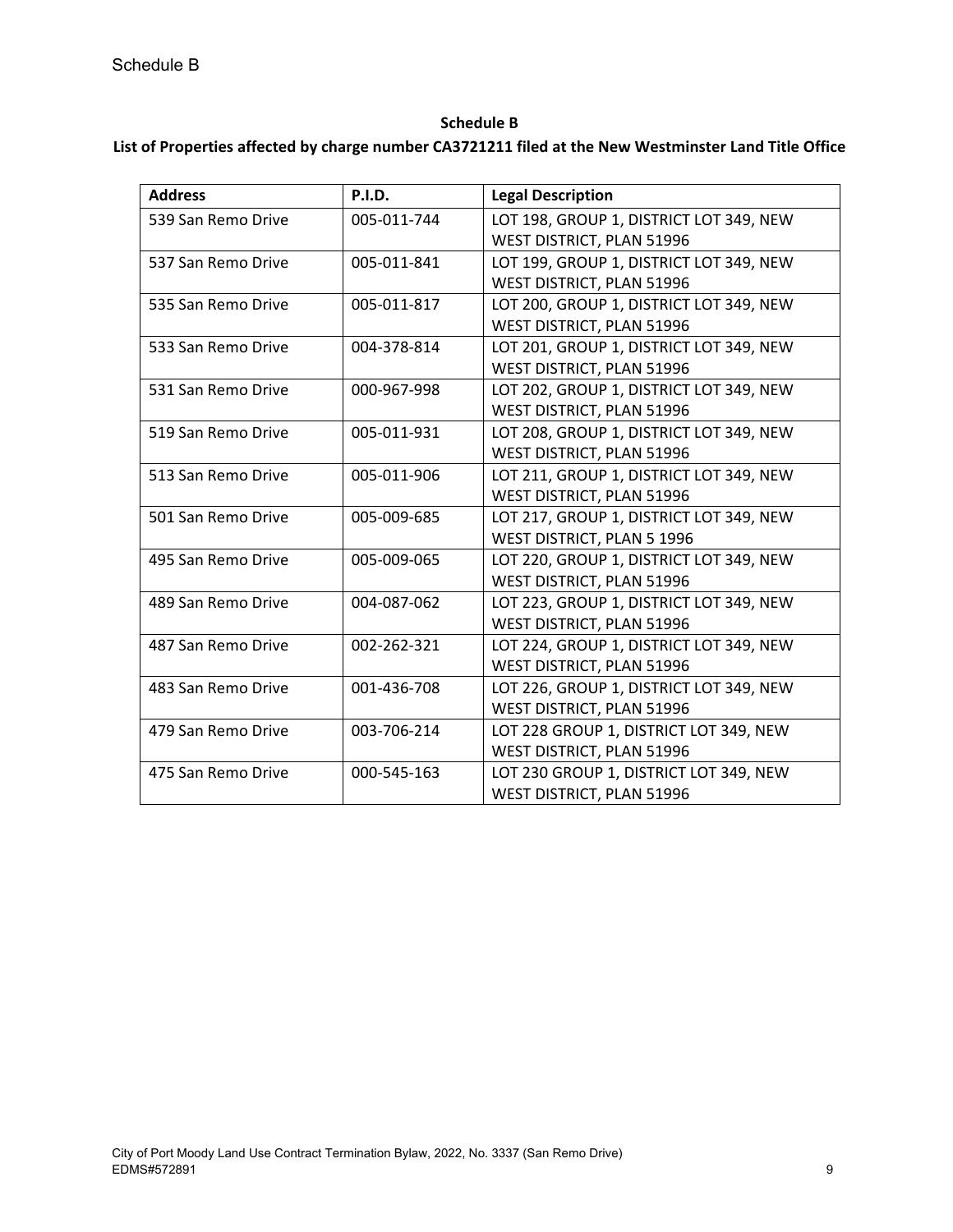# Schedule B

**Schedule B**

**List of Properties affected by charge number CA3721211 filed at the New Westminster Land Title Office**

| Address | P.I.D. | Legal Description |
|---|---|---|
| 539 San Remo Drive | 005-011-744 | LOT 198, GROUP 1, DISTRICT LOT 349, NEW WEST DISTRICT, PLAN 51996 |
| 537 San Remo Drive | 005-011-841 | LOT 199, GROUP 1, DISTRICT LOT 349, NEW WEST DISTRICT, PLAN 51996 |
| 535 San Remo Drive | 005-011-817 | LOT 200, GROUP 1, DISTRICT LOT 349, NEW WEST DISTRICT, PLAN 51996 |
| 533 San Remo Drive | 004-378-814 | LOT 201, GROUP 1, DISTRICT LOT 349, NEW WEST DISTRICT, PLAN 51996 |
| 531 San Remo Drive | 000-967-998 | LOT 202, GROUP 1, DISTRICT LOT 349, NEW WEST DISTRICT, PLAN 51996 |
| 519 San Remo Drive | 005-011-931 | LOT 208, GROUP 1, DISTRICT LOT 349, NEW WEST DISTRICT, PLAN 51996 |
| 513 San Remo Drive | 005-011-906 | LOT 211, GROUP 1, DISTRICT LOT 349, NEW WEST DISTRICT, PLAN 51996 |
| 501 San Remo Drive | 005-009-685 | LOT 217, GROUP 1, DISTRICT LOT 349, NEW WEST DISTRICT, PLAN 5 1996 |
| 495 San Remo Drive | 005-009-065 | LOT 220, GROUP 1, DISTRICT LOT 349, NEW WEST DISTRICT, PLAN 51996 |
| 489 San Remo Drive | 004-087-062 | LOT 223, GROUP 1, DISTRICT LOT 349, NEW WEST DISTRICT, PLAN 51996 |
| 487 San Remo Drive | 002-262-321 | LOT 224, GROUP 1, DISTRICT LOT 349, NEW WEST DISTRICT, PLAN 51996 |
| 483 San Remo Drive | 001-436-708 | LOT 226, GROUP 1, DISTRICT LOT 349, NEW WEST DISTRICT, PLAN 51996 |
| 479 San Remo Drive | 003-706-214 | LOT 228 GROUP 1, DISTRICT LOT 349, NEW WEST DISTRICT, PLAN 51996 |
| 475 San Remo Drive | 000-545-163 | LOT 230 GROUP 1, DISTRICT LOT 349, NEW WEST DISTRICT, PLAN 51996 |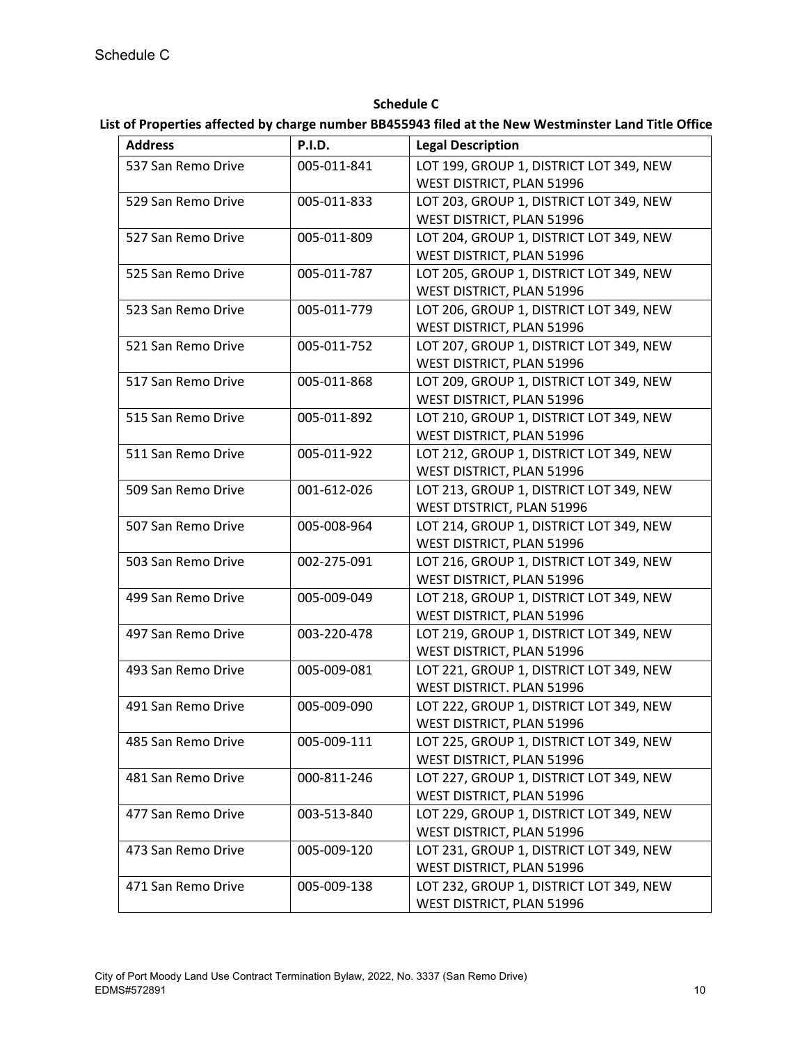**Schedule C**

**List of Properties affected by charge number BB455943 filed at the New Westminster Land Title Office**

| Address | P.I.D. | Legal Description |
|---|---|---|
| 537 San Remo Drive | 005-011-841 | LOT 199, GROUP 1, DISTRICT LOT 349, NEW WEST DISTRICT, PLAN 51996 |
| 529 San Remo Drive | 005-011-833 | LOT 203, GROUP 1, DISTRICT LOT 349, NEW WEST DISTRICT, PLAN 51996 |
| 527 San Remo Drive | 005-011-809 | LOT 204, GROUP 1, DISTRICT LOT 349, NEW WEST DISTRICT, PLAN 51996 |
| 525 San Remo Drive | 005-011-787 | LOT 205, GROUP 1, DISTRICT LOT 349, NEW WEST DISTRICT, PLAN 51996 |
| 523 San Remo Drive | 005-011-779 | LOT 206, GROUP 1, DISTRICT LOT 349, NEW WEST DISTRICT, PLAN 51996 |
| 521 San Remo Drive | 005-011-752 | LOT 207, GROUP 1, DISTRICT LOT 349, NEW WEST DISTRICT, PLAN 51996 |
| 517 San Remo Drive | 005-011-868 | LOT 209, GROUP 1, DISTRICT LOT 349, NEW WEST DISTRICT, PLAN 51996 |
| 515 San Remo Drive | 005-011-892 | LOT 210, GROUP 1, DISTRICT LOT 349, NEW WEST DISTRICT, PLAN 51996 |
| 511 San Remo Drive | 005-011-922 | LOT 212, GROUP 1, DISTRICT LOT 349, NEW WEST DISTRICT, PLAN 51996 |
| 509 San Remo Drive | 001-612-026 | LOT 213, GROUP 1, DISTRICT LOT 349, NEW WEST DTSTRICT, PLAN 51996 |
| 507 San Remo Drive | 005-008-964 | LOT 214, GROUP 1, DISTRICT LOT 349, NEW WEST DISTRICT, PLAN 51996 |
| 503 San Remo Drive | 002-275-091 | LOT 216, GROUP 1, DISTRICT LOT 349, NEW WEST DISTRICT, PLAN 51996 |
| 499 San Remo Drive | 005-009-049 | LOT 218, GROUP 1, DISTRICT LOT 349, NEW WEST DISTRICT, PLAN 51996 |
| 497 San Remo Drive | 003-220-478 | LOT 219, GROUP 1, DISTRICT LOT 349, NEW WEST DISTRICT, PLAN 51996 |
| 493 San Remo Drive | 005-009-081 | LOT 221, GROUP 1, DISTRICT LOT 349, NEW WEST DISTRICT. PLAN 51996 |
| 491 San Remo Drive | 005-009-090 | LOT 222, GROUP 1, DISTRICT LOT 349, NEW WEST DISTRICT, PLAN 51996 |
| 485 San Remo Drive | 005-009-111 | LOT 225, GROUP 1, DISTRICT LOT 349, NEW WEST DISTRICT, PLAN 51996 |
| 481 San Remo Drive | 000-811-246 | LOT 227, GROUP 1, DISTRICT LOT 349, NEW WEST DISTRICT, PLAN 51996 |
| 477 San Remo Drive | 003-513-840 | LOT 229, GROUP 1, DISTRICT LOT 349, NEW WEST DISTRICT, PLAN 51996 |
| 473 San Remo Drive | 005-009-120 | LOT 231, GROUP 1, DISTRICT LOT 349, NEW WEST DISTRICT, PLAN 51996 |
| 471 San Remo Drive | 005-009-138 | LOT 232, GROUP 1, DISTRICT LOT 349, NEW WEST DISTRICT, PLAN 51996 |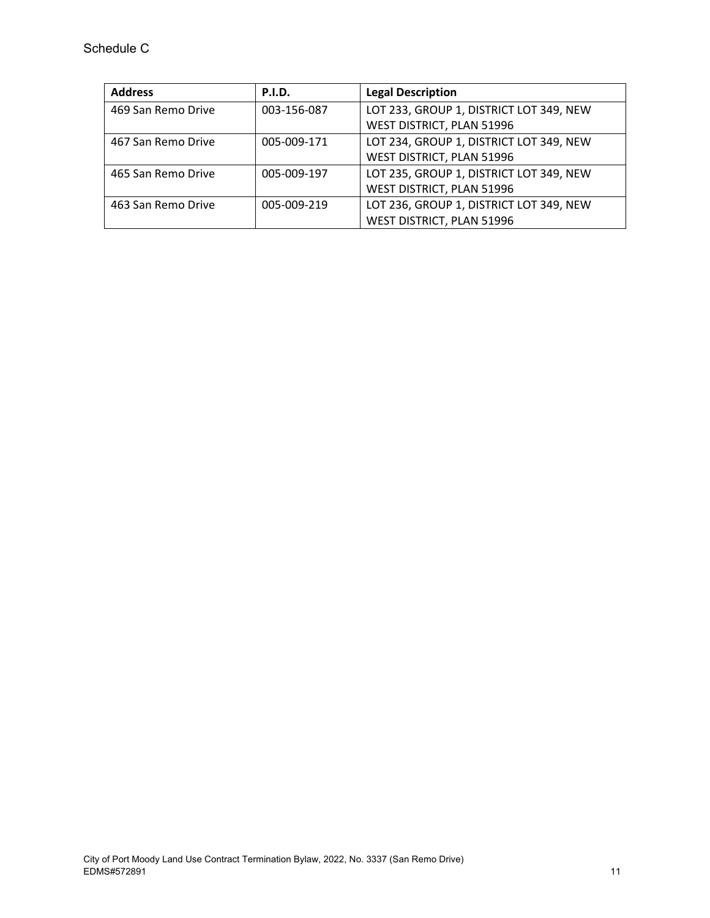Schedule C

| Address | P.I.D. | Legal Description |
| --- | --- | --- |
| 469 San Remo Drive | 003-156-087 | LOT 233, GROUP 1, DISTRICT LOT 349, NEW WEST DISTRICT, PLAN 51996 |
| 467 San Remo Drive | 005-009-171 | LOT 234, GROUP 1, DISTRICT LOT 349, NEW WEST DISTRICT, PLAN 51996 |
| 465 San Remo Drive | 005-009-197 | LOT 235, GROUP 1, DISTRICT LOT 349, NEW WEST DISTRICT, PLAN 51996 |
| 463 San Remo Drive | 005-009-219 | LOT 236, GROUP 1, DISTRICT LOT 349, NEW WEST DISTRICT, PLAN 51996 |